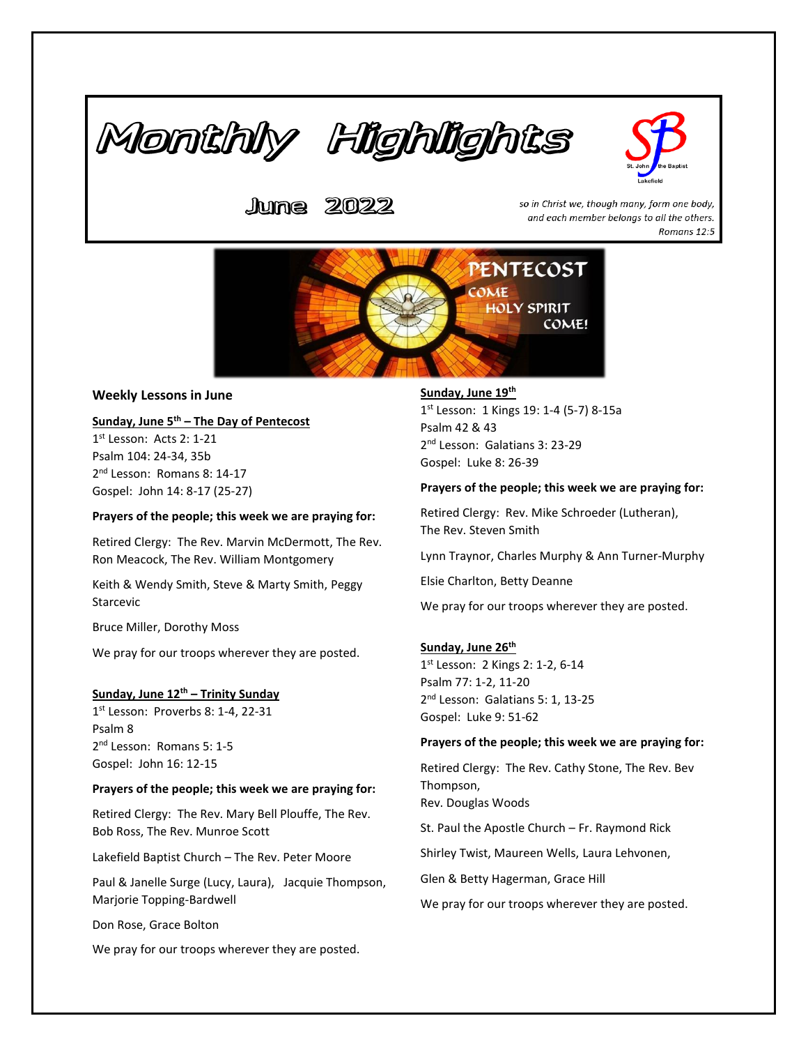# Monthly Highlights

## June 2022

*so in Christ we, though many, form one body, and each member belongs to all the others.*
*Romans 12:5*

PENTECOST
COME HOLY SPIRIT COME!

### Weekly Lessons in June

**Sunday, June 5th – The Day of Pentecost**

1st Lesson: Acts 2: 1-21
Psalm 104: 24-34, 35b
2nd Lesson: Romans 8: 14-17
Gospel: John 14: 8-17 (25-27)

**Prayers of the people; this week we are praying for:**

Retired Clergy: The Rev. Marvin McDermott, The Rev. Ron Meacock, The Rev. William Montgomery

Keith & Wendy Smith, Steve & Marty Smith, Peggy Starcevic

Bruce Miller, Dorothy Moss

We pray for our troops wherever they are posted.

**Sunday, June 12th – Trinity Sunday**

1st Lesson: Proverbs 8: 1-4, 22-31
Psalm 8
2nd Lesson: Romans 5: 1-5
Gospel: John 16: 12-15

**Prayers of the people; this week we are praying for:**

Retired Clergy: The Rev. Mary Bell Plouffe, The Rev. Bob Ross, The Rev. Munroe Scott

Lakefield Baptist Church – The Rev. Peter Moore

Paul & Janelle Surge (Lucy, Laura), Jacquie Thompson, Marjorie Topping-Bardwell

Don Rose, Grace Bolton

We pray for our troops wherever they are posted.

**Sunday, June 19th**

1st Lesson: 1 Kings 19: 1-4 (5-7) 8-15a
Psalm 42 & 43
2nd Lesson: Galatians 3: 23-29
Gospel: Luke 8: 26-39

**Prayers of the people; this week we are praying for:**

Retired Clergy: Rev. Mike Schroeder (Lutheran), The Rev. Steven Smith

Lynn Traynor, Charles Murphy & Ann Turner-Murphy

Elsie Charlton, Betty Deanne

We pray for our troops wherever they are posted.

**Sunday, June 26th**

1st Lesson: 2 Kings 2: 1-2, 6-14
Psalm 77: 1-2, 11-20
2nd Lesson: Galatians 5: 1, 13-25
Gospel: Luke 9: 51-62

**Prayers of the people; this week we are praying for:**

Retired Clergy: The Rev. Cathy Stone, The Rev. Bev Thompson,
Rev. Douglas Woods

St. Paul the Apostle Church – Fr. Raymond Rick

Shirley Twist, Maureen Wells, Laura Lehvonen,

Glen & Betty Hagerman, Grace Hill

We pray for our troops wherever they are posted.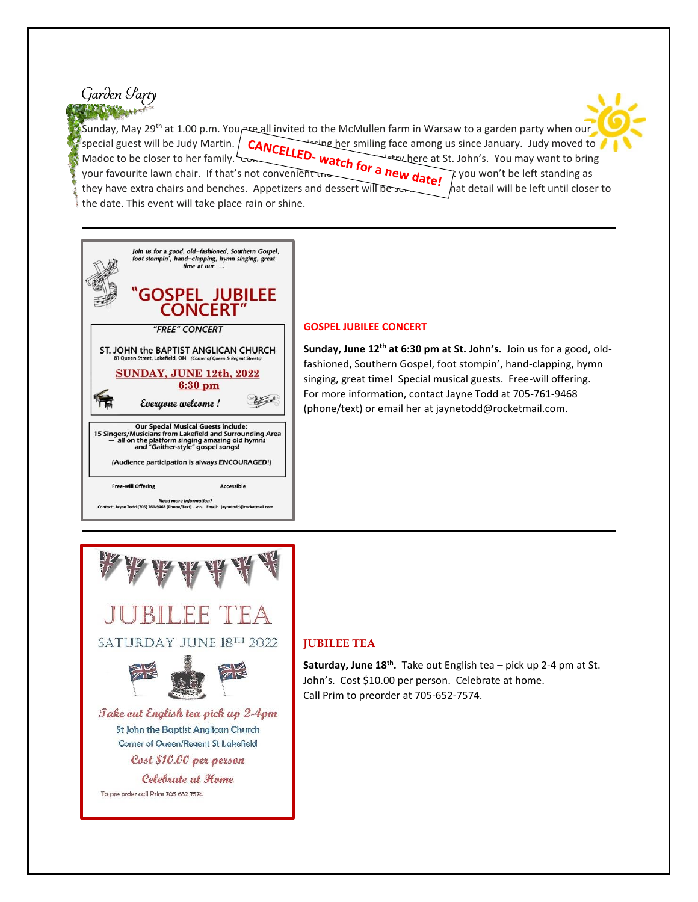## Garden Party

Sunday, May 29th at 1.00 p.m. You are all invited to the McMullen farm in Warsaw to a garden party when our special guest will be Judy Martin. ... issing her smiling face among us since January. Judy moved to Madoc to be closer to her family. Co... istry here at St. John's. You may want to bring your favourite lawn chair. If that's not convenient the... t you won't be left standing as they have extra chairs and benches. Appetizers and dessert will be se... hat detail will be left until closer to the date. This event will take place rain or shine.

**CANCELLED- watch for a new date!**

---

Join us for a good, old-fashioned, Southern Gospel, foot stompin', hand-clapping, hymn singing, great time at our ....

# "GOSPEL JUBILEE CONCERT"

"FREE" CONCERT

ST. JOHN the BAPTIST ANGLICAN CHURCH
81 Queen Street, Lakefield, ON (Corner of Queen & Regent Streets)

SUNDAY, JUNE 12th, 2022
6:30 pm

*Everyone welcome !*

**Our Special Musical Guests include:**
15 Singers/Musicians from Lakefield and Surrounding Area — all on the platform singing amazing old hymns and "Gaither-style" gospel songs!

(Audience participation is always ENCOURAGED!)

Free-will Offering

Accessible

*Need more information?*
Contact: Jayne Todd (705) 761-9468 (Phone/Text) -or- Email: jaynetodd@rocketmail.com

### GOSPEL JUBILEE CONCERT

**Sunday, June 12th at 6:30 pm at St. John's.** Join us for a good, old-fashioned, Southern Gospel, foot stompin', hand-clapping, hymn singing, great time! Special musical guests. Free-will offering. For more information, contact Jayne Todd at 705-761-9468 (phone/text) or email her at jaynetodd@rocketmail.com.

---

# JUBILEE TEA

SATURDAY JUNE 18TH 2022

*Take out English tea pick up 2-4pm*

St John the Baptist Anglican Church
Corner of Queen/Regent St Lakefield

*Cost $10.00 per person*

*Celebrate at Home*

To pre order call Prim 705 652 7574

### JUBILEE TEA

**Saturday, June 18th.** Take out English tea – pick up 2-4 pm at St. John's. Cost $10.00 per person. Celebrate at home.
Call Prim to preorder at 705-652-7574.